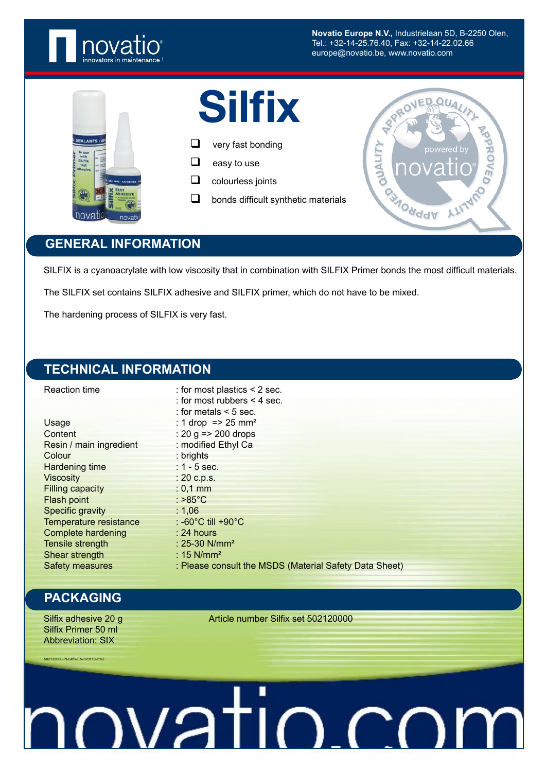**Novatio Europe N.V.**, Industrielaan 5D, B-2250 Olen,
Tel.: +32-14-25.76.40, Fax: +32-14-22.02.66
europe@novatio.be, www.novatio.be

# Silfix

- very fast bonding
- easy to use
- colourless joints
- bonds difficult synthetic materials

## GENERAL INFORMATION

SILFIX is a cyanoacrylate with low viscosity that in combination with SILFIX Primer bonds the most difficult materials.

The SILFIX set contains SILFIX adhesive and SILFIX primer, which do not have to be mixed.

The hardening process of SILFIX is very fast.

## TECHNICAL INFORMATION

| | |
|---|---|
| Reaction time | : for most plastics < 2 sec. |
| | : for most rubbers < 4 sec. |
| | : for metals < 5 sec. |
| Usage | : 1 drop => 25 mm² |
| Content | : 20 g => 200 drops |
| Resin / main ingredient | : modified Ethyl Ca |
| Colour | : brights |
| Hardening time | : 1 - 5 sec. |
| Viscosity | : 20 c.p.s. |
| Filling capacity | : 0,1 mm |
| Flash point | : >85°C |
| Specific gravity | : 1,06 |
| Temperature resistance | : -60°C till +90°C |
| Complete hardening | : 24 hours |
| Tensile strength | : 25-30 N/mm² |
| Shear strength | : 15 N/mm² |
| Safety measures | : Please consult the MSDS (Material Safety Data Sheet) |

## PACKAGING

Silfix adhesive 20 g
Silfix Primer 50 ml
Abbreviation: SIX

Article number Silfix set 502120000

502120000-PI-Silfix-EN-070119-P1/2

novatio.com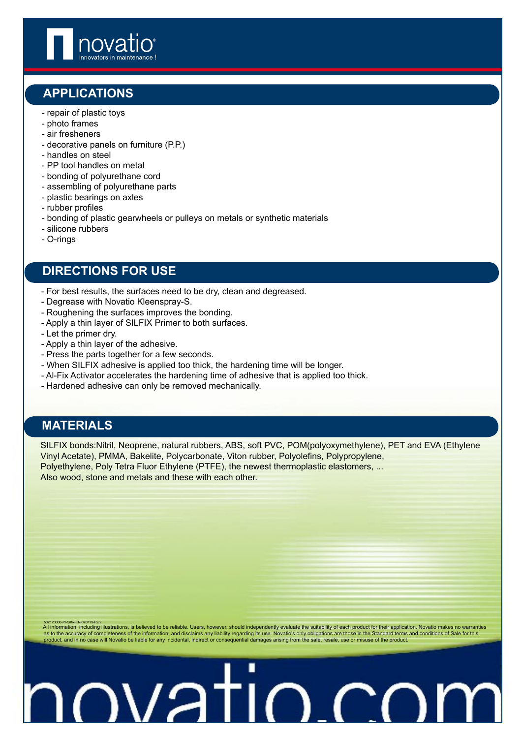## APPLICATIONS

- repair of plastic toys
- photo frames
- air fresheners
- decorative panels on furniture (P.P.)
- handles on steel
- PP tool handles on metal
- bonding of polyurethane cord
- assembling of polyurethane parts
- plastic bearings on axles
- rubber profiles
- bonding of plastic gearwheels or pulleys on metals or synthetic materials
- silicone rubbers
- O-rings

## DIRECTIONS FOR USE

- For best results, the surfaces need to be dry, clean and degreased.
- Degrease with Novatio Kleenspray-S.
- Roughening the surfaces improves the bonding.
- Apply a thin layer of SILFIX Primer to both surfaces.
- Let the primer dry.
- Apply a thin layer of the adhesive.
- Press the parts together for a few seconds.
- When SILFIX adhesive is applied too thick, the hardening time will be longer.
- Al-Fix Activator accelerates the hardening time of adhesive that is applied too thick.
- Hardened adhesive can only be removed mechanically.

## MATERIALS

SILFIX bonds:Nitril, Neoprene, natural rubbers, ABS, soft PVC, POM(polyoxymethylene), PET and EVA (Ethylene Vinyl Acetate), PMMA, Bakelite, Polycarbonate, Viton rubber, Polyolefins, Polypropylene, Polyethylene, Poly Tetra Fluor Ethylene (PTFE), the newest thermoplastic elastomers, ...
Also wood, stone and metals and these with each other.

502120000-PI-Silfix-EN-070119-P2/2

All information, including illustrations, is believed to be reliable. Users, however, should independently evaluate the suitability of each product for their application. Novatio makes no warranties as to the accuracy of completeness of the information, and disclaims any liability regarding its use. Novatio's only obligations are those in the Standard terms and conditions of Sale for this product, and in no case will Novatio be liable for any incidental, indirect or consequential damages arising from the sale, resale, use or misuse of the product.

novatio.com